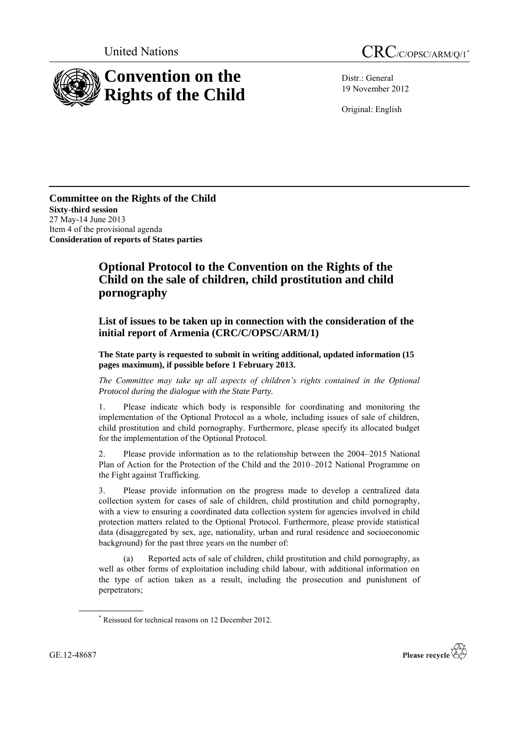United Nations

CRC/C/OPSC/ARM/Q/1*

# Convention on the Rights of the Child

Distr.: General
19 November 2012

Original: English

**Committee on the Rights of the Child**
**Sixty-third session**
27 May-14 June 2013
Item 4 of the provisional agenda
**Consideration of reports of States parties**

## Optional Protocol to the Convention on the Rights of the Child on the sale of children, child prostitution and child pornography

### List of issues to be taken up in connection with the consideration of the initial report of Armenia (CRC/C/OPSC/ARM/1)

**The State party is requested to submit in writing additional, updated information (15 pages maximum), if possible before 1 February 2013.**

*The Committee may take up all aspects of children's rights contained in the Optional Protocol during the dialogue with the State Party.*

1. Please indicate which body is responsible for coordinating and monitoring the implementation of the Optional Protocol as a whole, including issues of sale of children, child prostitution and child pornography. Furthermore, please specify its allocated budget for the implementation of the Optional Protocol.

2. Please provide information as to the relationship between the 2004–2015 National Plan of Action for the Protection of the Child and the 2010–2012 National Programme on the Fight against Trafficking.

3. Please provide information on the progress made to develop a centralized data collection system for cases of sale of children, child prostitution and child pornography, with a view to ensuring a coordinated data collection system for agencies involved in child protection matters related to the Optional Protocol. Furthermore, please provide statistical data (disaggregated by sex, age, nationality, urban and rural residence and socioeconomic background) for the past three years on the number of:

(a) Reported acts of sale of children, child prostitution and child pornography, as well as other forms of exploitation including child labour, with additional information on the type of action taken as a result, including the prosecution and punishment of perpetrators;

\* Reissued for technical reasons on 12 December 2012.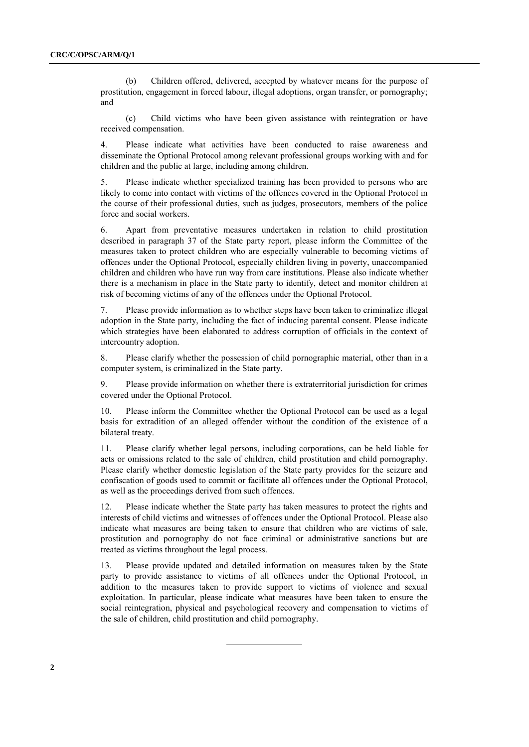(b) Children offered, delivered, accepted by whatever means for the purpose of prostitution, engagement in forced labour, illegal adoptions, organ transfer, or pornography; and

(c) Child victims who have been given assistance with reintegration or have received compensation.

4. Please indicate what activities have been conducted to raise awareness and disseminate the Optional Protocol among relevant professional groups working with and for children and the public at large, including among children.

5. Please indicate whether specialized training has been provided to persons who are likely to come into contact with victims of the offences covered in the Optional Protocol in the course of their professional duties, such as judges, prosecutors, members of the police force and social workers.

6. Apart from preventative measures undertaken in relation to child prostitution described in paragraph 37 of the State party report, please inform the Committee of the measures taken to protect children who are especially vulnerable to becoming victims of offences under the Optional Protocol, especially children living in poverty, unaccompanied children and children who have run way from care institutions. Please also indicate whether there is a mechanism in place in the State party to identify, detect and monitor children at risk of becoming victims of any of the offences under the Optional Protocol.

7. Please provide information as to whether steps have been taken to criminalize illegal adoption in the State party, including the fact of inducing parental consent. Please indicate which strategies have been elaborated to address corruption of officials in the context of intercountry adoption.

8. Please clarify whether the possession of child pornographic material, other than in a computer system, is criminalized in the State party.

9. Please provide information on whether there is extraterritorial jurisdiction for crimes covered under the Optional Protocol.

10. Please inform the Committee whether the Optional Protocol can be used as a legal basis for extradition of an alleged offender without the condition of the existence of a bilateral treaty.

11. Please clarify whether legal persons, including corporations, can be held liable for acts or omissions related to the sale of children, child prostitution and child pornography. Please clarify whether domestic legislation of the State party provides for the seizure and confiscation of goods used to commit or facilitate all offences under the Optional Protocol, as well as the proceedings derived from such offences.

12. Please indicate whether the State party has taken measures to protect the rights and interests of child victims and witnesses of offences under the Optional Protocol. Please also indicate what measures are being taken to ensure that children who are victims of sale, prostitution and pornography do not face criminal or administrative sanctions but are treated as victims throughout the legal process.

13. Please provide updated and detailed information on measures taken by the State party to provide assistance to victims of all offences under the Optional Protocol, in addition to the measures taken to provide support to victims of violence and sexual exploitation. In particular, please indicate what measures have been taken to ensure the social reintegration, physical and psychological recovery and compensation to victims of the sale of children, child prostitution and child pornography.